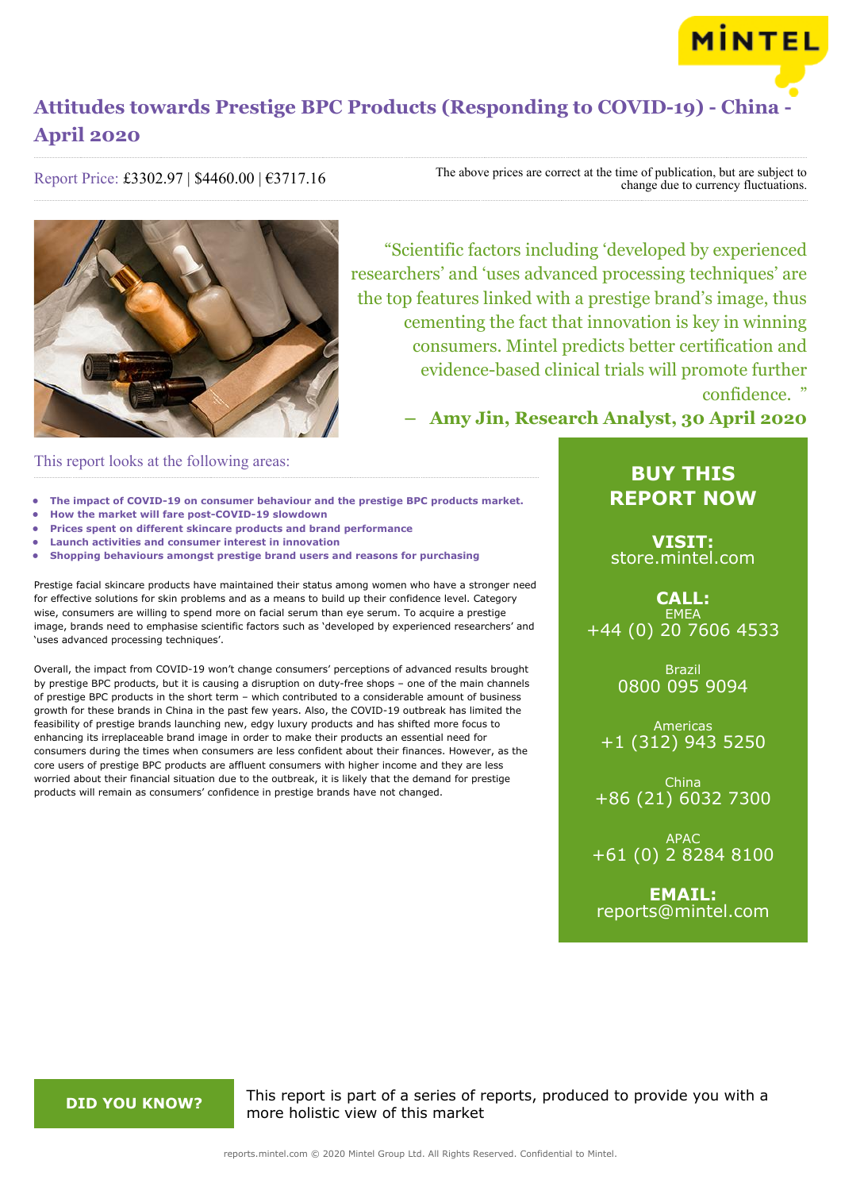# Attitudes towards Prestige BPC Products (Responding to COVID-19) - China - April 2020

Report Price: £3302.97 | $4460.00 | €3717.16

The above prices are correct at the time of publication, but are subject to change due to currency fluctuations.

> "Scientific factors including 'developed by experienced researchers' and 'uses advanced processing techniques' are the top features linked with a prestige brand's image, thus cementing the fact that innovation is key in winning consumers. Mintel predicts better certification and evidence-based clinical trials will promote further confidence."
>
> **– Amy Jin, Research Analyst, 30 April 2020**

## This report looks at the following areas:

- **The impact of COVID-19 on consumer behaviour and the prestige BPC products market.**
- **How the market will fare post-COVID-19 slowdown**
- **Prices spent on different skincare products and brand performance**
- **Launch activities and consumer interest in innovation**
- **Shopping behaviours amongst prestige brand users and reasons for purchasing**

Prestige facial skincare products have maintained their status among women who have a stronger need for effective solutions for skin problems and as a means to build up their confidence level. Category wise, consumers are willing to spend more on facial serum than eye serum. To acquire a prestige image, brands need to emphasise scientific factors such as 'developed by experienced researchers' and 'uses advanced processing techniques'.

Overall, the impact from COVID-19 won't change consumers' perceptions of advanced results brought by prestige BPC products, but it is causing a disruption on duty-free shops – one of the main channels of prestige BPC products in the short term – which contributed to a considerable amount of business growth for these brands in China in the past few years. Also, the COVID-19 outbreak has limited the feasibility of prestige brands launching new, edgy luxury products and has shifted more focus to enhancing its irreplaceable brand image in order to make their products an essential need for consumers during the times when consumers are less confident about their finances. However, as the core users of prestige BPC products are affluent consumers with higher income and they are less worried about their financial situation due to the outbreak, it is likely that the demand for prestige products will remain as consumers' confidence in prestige brands have not changed.

## BUY THIS REPORT NOW

**VISIT:**
store.mintel.com

**CALL:**

EMEA
+44 (0) 20 7606 4533

Brazil
0800 095 9094

Americas
+1 (312) 943 5250

China
+86 (21) 6032 7300

APAC
+61 (0) 2 8284 8100

**EMAIL:**
reports@mintel.com

**DID YOU KNOW?**

This report is part of a series of reports, produced to provide you with a more holistic view of this market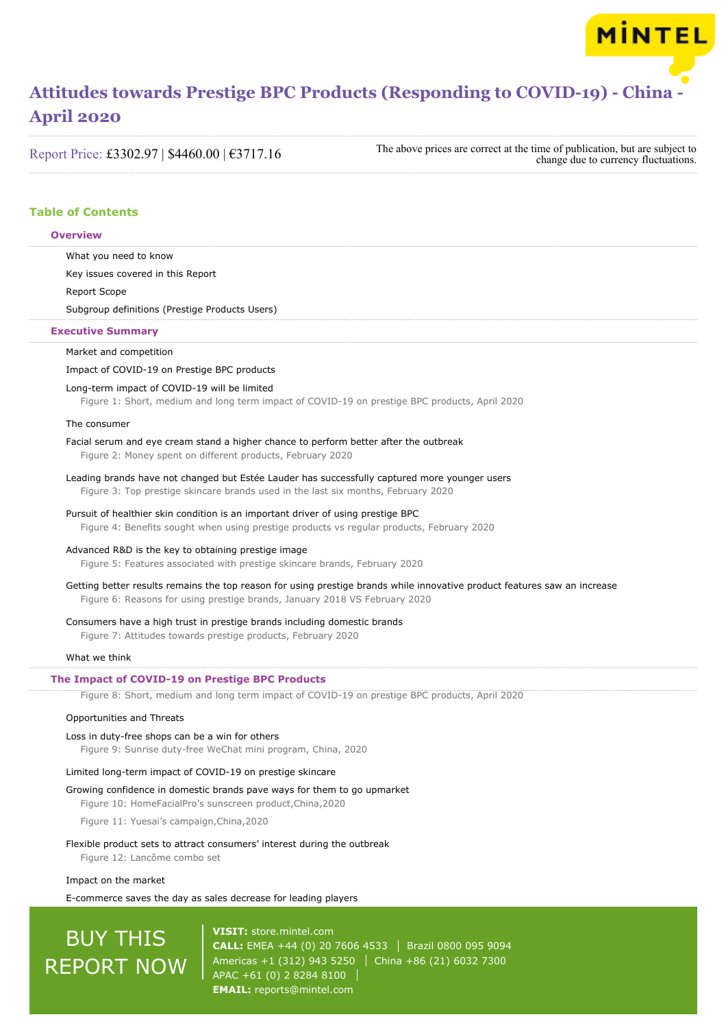# Attitudes towards Prestige BPC Products (Responding to COVID-19) - China - April 2020

Report Price: £3302.97 | $4460.00 | €3717.16

The above prices are correct at the time of publication, but are subject to change due to currency fluctuations.

## Table of Contents

### Overview

What you need to know

Key issues covered in this Report

Report Scope

Subgroup definitions (Prestige Products Users)

### Executive Summary

Market and competition

Impact of COVID-19 on Prestige BPC products

Long-term impact of COVID-19 will be limited

Figure 1: Short, medium and long term impact of COVID-19 on prestige BPC products, April 2020

The consumer

Facial serum and eye cream stand a higher chance to perform better after the outbreak

Figure 2: Money spent on different products, February 2020

Leading brands have not changed but Estée Lauder has successfully captured more younger users

Figure 3: Top prestige skincare brands used in the last six months, February 2020

Pursuit of healthier skin condition is an important driver of using prestige BPC

Figure 4: Benefits sought when using prestige products vs regular products, February 2020

Advanced R&D is the key to obtaining prestige image

Figure 5: Features associated with prestige skincare brands, February 2020

Getting better results remains the top reason for using prestige brands while innovative product features saw an increase

Figure 6: Reasons for using prestige brands, January 2018 VS February 2020

Consumers have a high trust in prestige brands including domestic brands

Figure 7: Attitudes towards prestige products, February 2020

What we think

### The Impact of COVID-19 on Prestige BPC Products

Figure 8: Short, medium and long term impact of COVID-19 on prestige BPC products, April 2020

Opportunities and Threats

Loss in duty-free shops can be a win for others

Figure 9: Sunrise duty-free WeChat mini program, China, 2020

Limited long-term impact of COVID-19 on prestige skincare

Growing confidence in domestic brands pave ways for them to go upmarket

Figure 10: HomeFacialPro's sunscreen product,China,2020

Figure 11: Yuesai's campaign,China,2020

Flexible product sets to attract consumers' interest during the outbreak

Figure 12: Lancôme combo set

Impact on the market

E-commerce saves the day as sales decrease for leading players

**BUY THIS REPORT NOW**

**VISIT:** store.mintel.com
**CALL:** EMEA +44 (0) 20 7606 4533 | Brazil 0800 095 9094
Americas +1 (312) 943 5250 | China +86 (21) 6032 7300
APAC +61 (0) 2 8284 8100
**EMAIL:** reports@mintel.com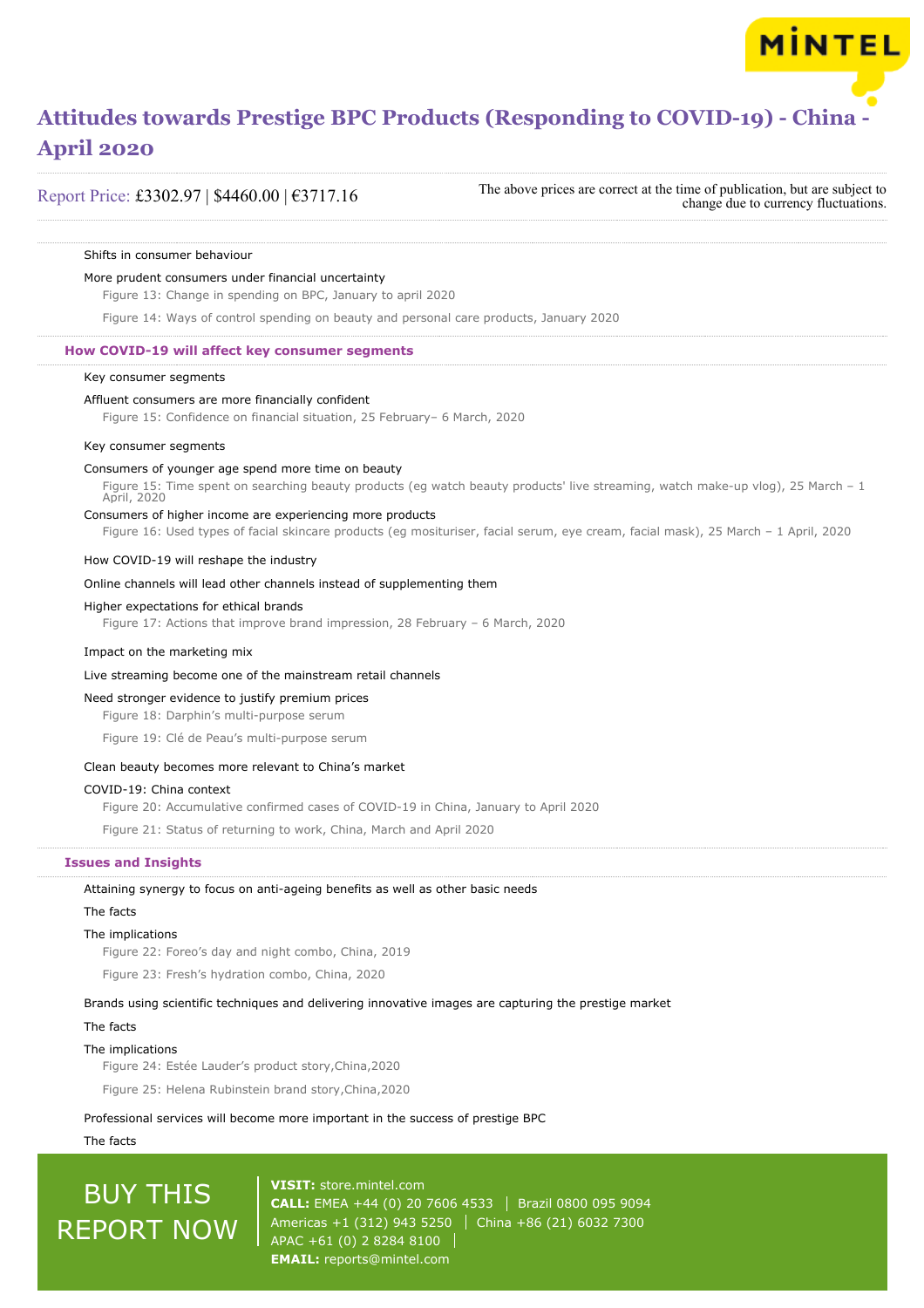Shifts in consumer behaviour

More prudent consumers under financial uncertainty

Figure 13: Change in spending on BPC, January to april 2020

Figure 14: Ways of control spending on beauty and personal care products, January 2020

## How COVID-19 will affect key consumer segments

Key consumer segments

Affluent consumers are more financially confident

Figure 15: Confidence on financial situation, 25 February– 6 March, 2020

Key consumer segments

Consumers of younger age spend more time on beauty

Figure 15: Time spent on searching beauty products (eg watch beauty products' live streaming, watch make-up vlog), 25 March – 1 April, 2020

Consumers of higher income are experiencing more products

Figure 16: Used types of facial skincare products (eg mosituriser, facial serum, eye cream, facial mask), 25 March – 1 April, 2020

How COVID-19 will reshape the industry

Online channels will lead other channels instead of supplementing them

Higher expectations for ethical brands

Figure 17: Actions that improve brand impression, 28 February – 6 March, 2020

Impact on the marketing mix

Live streaming become one of the mainstream retail channels

Need stronger evidence to justify premium prices

Figure 18: Darphin's multi-purpose serum

Figure 19: Clé de Peau's multi-purpose serum

Clean beauty becomes more relevant to China's market

COVID-19: China context

Figure 20: Accumulative confirmed cases of COVID-19 in China, January to April 2020

Figure 21: Status of returning to work, China, March and April 2020

## Issues and Insights

Attaining synergy to focus on anti-ageing benefits as well as other basic needs

The facts

The implications

Figure 22: Foreo's day and night combo, China, 2019

Figure 23: Fresh's hydration combo, China, 2020

Brands using scientific techniques and delivering innovative images are capturing the prestige market

The facts

The implications

Figure 24: Estée Lauder's product story,China,2020

Figure 25: Helena Rubinstein brand story,China,2020

Professional services will become more important in the success of prestige BPC

The facts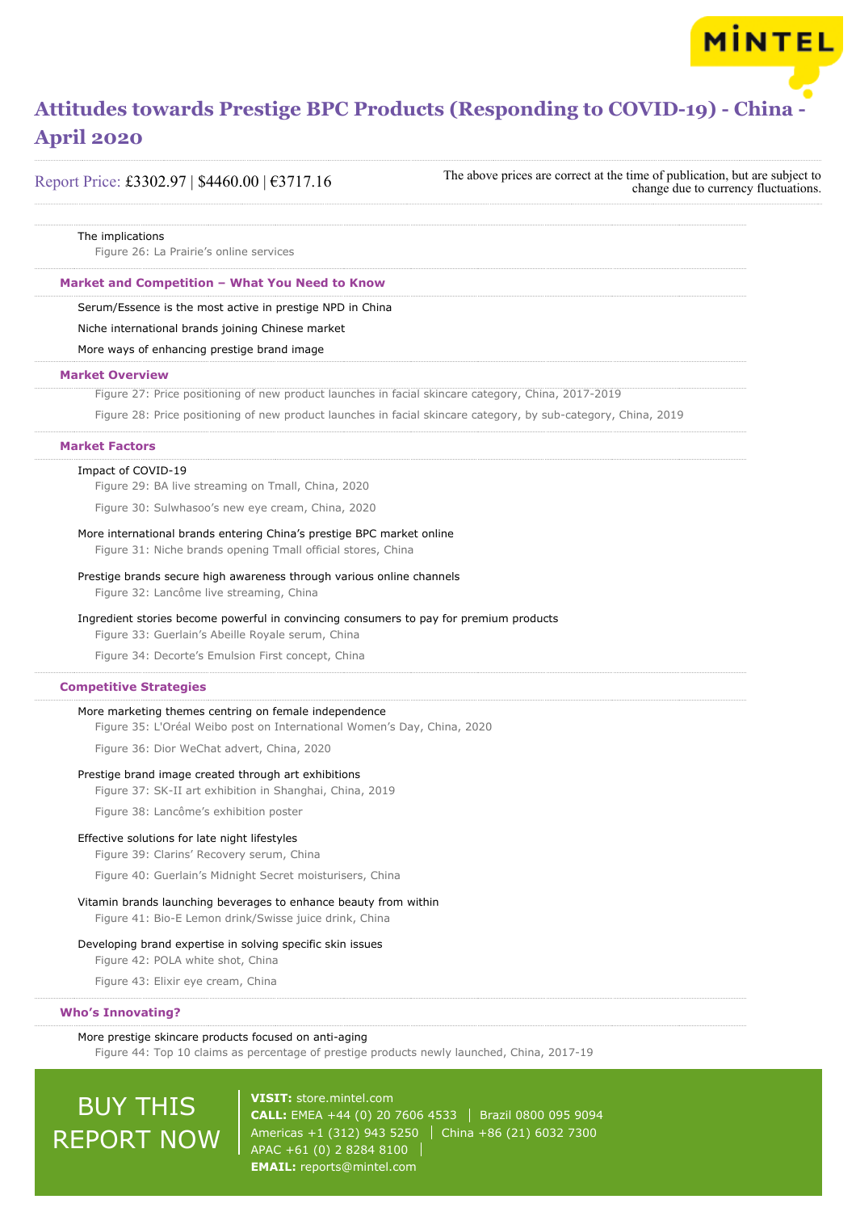The implications

Figure 26: La Prairie's online services

### Market and Competition – What You Need to Know

Serum/Essence is the most active in prestige NPD in China

Niche international brands joining Chinese market

More ways of enhancing prestige brand image

### Market Overview

Figure 27: Price positioning of new product launches in facial skincare category, China, 2017-2019

Figure 28: Price positioning of new product launches in facial skincare category, by sub-category, China, 2019

### Market Factors

Impact of COVID-19

Figure 29: BA live streaming on Tmall, China, 2020

Figure 30: Sulwhasoo's new eye cream, China, 2020

More international brands entering China's prestige BPC market online

Figure 31: Niche brands opening Tmall official stores, China

Prestige brands secure high awareness through various online channels

Figure 32: Lancôme live streaming, China

Ingredient stories become powerful in convincing consumers to pay for premium products

Figure 33: Guerlain's Abeille Royale serum, China

Figure 34: Decorte's Emulsion First concept, China

### Competitive Strategies

More marketing themes centring on female independence

Figure 35: L'Oréal Weibo post on International Women's Day, China, 2020

Figure 36: Dior WeChat advert, China, 2020

Prestige brand image created through art exhibitions

Figure 37: SK-II art exhibition in Shanghai, China, 2019

Figure 38: Lancôme's exhibition poster

Effective solutions for late night lifestyles

Figure 39: Clarins' Recovery serum, China

Figure 40: Guerlain's Midnight Secret moisturisers, China

Vitamin brands launching beverages to enhance beauty from within

Figure 41: Bio-E Lemon drink/Swisse juice drink, China

Developing brand expertise in solving specific skin issues

Figure 42: POLA white shot, China

Figure 43: Elixir eye cream, China

### Who's Innovating?

More prestige skincare products focused on anti-aging

Figure 44: Top 10 claims as percentage of prestige products newly launched, China, 2017-19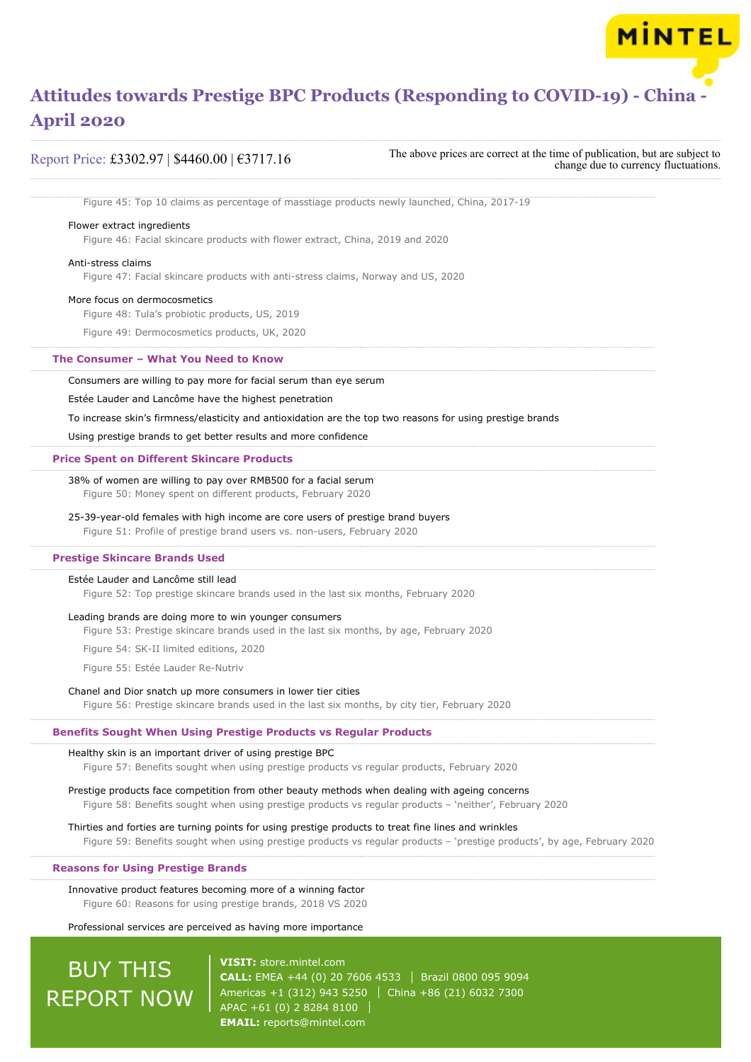Figure 45: Top 10 claims as percentage of masstiage products newly launched, China, 2017-19

Flower extract ingredients

Figure 46: Facial skincare products with flower extract, China, 2019 and 2020

Anti-stress claims

Figure 47: Facial skincare products with anti-stress claims, Norway and US, 2020

More focus on dermocosmetics

Figure 48: Tula's probiotic products, US, 2019

Figure 49: Dermocosmetics products, UK, 2020

## The Consumer – What You Need to Know

Consumers are willing to pay more for facial serum than eye serum

Estée Lauder and Lancôme have the highest penetration

To increase skin's firmness/elasticity and antioxidation are the top two reasons for using prestige brands

Using prestige brands to get better results and more confidence

## Price Spent on Different Skincare Products

38% of women are willing to pay over RMB500 for a facial serum

Figure 50: Money spent on different products, February 2020

25-39-year-old females with high income are core users of prestige brand buyers

Figure 51: Profile of prestige brand users vs. non-users, February 2020

## Prestige Skincare Brands Used

Estée Lauder and Lancôme still lead

Figure 52: Top prestige skincare brands used in the last six months, February 2020

Leading brands are doing more to win younger consumers

Figure 53: Prestige skincare brands used in the last six months, by age, February 2020

Figure 54: SK-II limited editions, 2020

Figure 55: Estée Lauder Re-Nutriv

Chanel and Dior snatch up more consumers in lower tier cities

Figure 56: Prestige skincare brands used in the last six months, by city tier, February 2020

## Benefits Sought When Using Prestige Products vs Regular Products

Healthy skin is an important driver of using prestige BPC

Figure 57: Benefits sought when using prestige products vs regular products, February 2020

Prestige products face competition from other beauty methods when dealing with ageing concerns

Figure 58: Benefits sought when using prestige products vs regular products – 'neither', February 2020

Thirties and forties are turning points for using prestige products to treat fine lines and wrinkles

Figure 59: Benefits sought when using prestige products vs regular products – 'prestige products', by age, February 2020

## Reasons for Using Prestige Brands

Innovative product features becoming more of a winning factor

Figure 60: Reasons for using prestige brands, 2018 VS 2020

Professional services are perceived as having more importance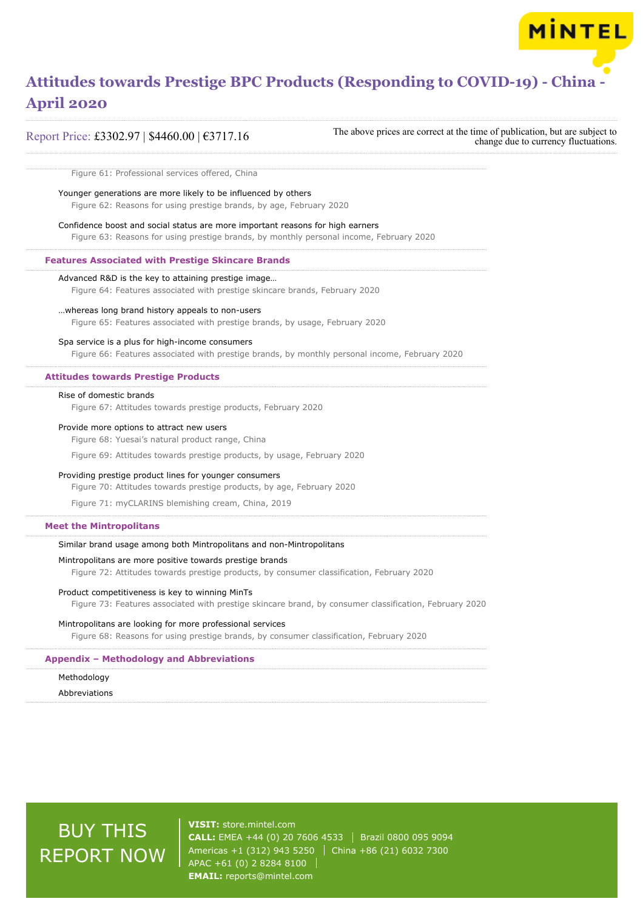Figure 61: Professional services offered, China

Younger generations are more likely to be influenced by others

Figure 62: Reasons for using prestige brands, by age, February 2020

Confidence boost and social status are more important reasons for high earners

Figure 63: Reasons for using prestige brands, by monthly personal income, February 2020

### Features Associated with Prestige Skincare Brands

Advanced R&D is the key to attaining prestige image…

Figure 64: Features associated with prestige skincare brands, February 2020

…whereas long brand history appeals to non-users

Figure 65: Features associated with prestige brands, by usage, February 2020

Spa service is a plus for high-income consumers

Figure 66: Features associated with prestige brands, by monthly personal income, February 2020

### Attitudes towards Prestige Products

Rise of domestic brands

Figure 67: Attitudes towards prestige products, February 2020

Provide more options to attract new users

Figure 68: Yuesai's natural product range, China

Figure 69: Attitudes towards prestige products, by usage, February 2020

Providing prestige product lines for younger consumers

Figure 70: Attitudes towards prestige products, by age, February 2020

Figure 71: myCLARINS blemishing cream, China, 2019

### Meet the Mintropolitans

Similar brand usage among both Mintropolitans and non-Mintropolitans

Mintropolitans are more positive towards prestige brands

Figure 72: Attitudes towards prestige products, by consumer classification, February 2020

Product competitiveness is key to winning MinTs

Figure 73: Features associated with prestige skincare brand, by consumer classification, February 2020

Mintropolitans are looking for more professional services

Figure 68: Reasons for using prestige brands, by consumer classification, February 2020

### Appendix – Methodology and Abbreviations

Methodology

Abbreviations